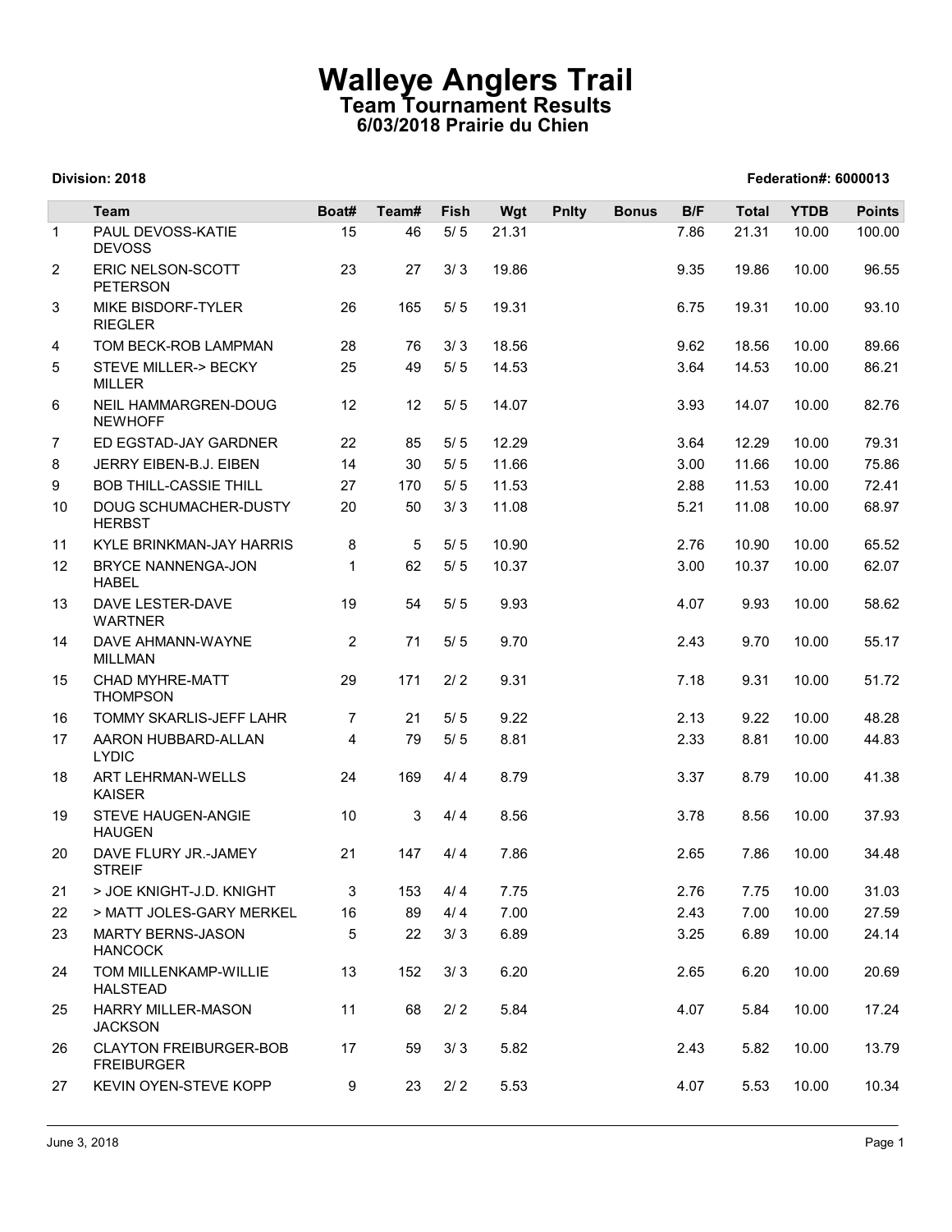# Walleye Anglers Trail

## Team Tournament Results

### 6/03/2018 Prairie du Chien

**Division: 2018** **Federation#: 6000013**

| | Team | Boat# | Team# | Fish | Wgt | Pnlty | Bonus | B/F | Total | YTDB | Points |
|---|---|---|---|---|---|---|---|---|---|---|---|
| 1 | PAUL DEVOSS-KATIE DEVOSS | 15 | 46 | 5/ 5 | 21.31 | | | 7.86 | 21.31 | 10.00 | 100.00 |
| 2 | ERIC NELSON-SCOTT PETERSON | 23 | 27 | 3/ 3 | 19.86 | | | 9.35 | 19.86 | 10.00 | 96.55 |
| 3 | MIKE BISDORF-TYLER RIEGLER | 26 | 165 | 5/ 5 | 19.31 | | | 6.75 | 19.31 | 10.00 | 93.10 |
| 4 | TOM BECK-ROB LAMPMAN | 28 | 76 | 3/ 3 | 18.56 | | | 9.62 | 18.56 | 10.00 | 89.66 |
| 5 | STEVE MILLER-> BECKY MILLER | 25 | 49 | 5/ 5 | 14.53 | | | 3.64 | 14.53 | 10.00 | 86.21 |
| 6 | NEIL HAMMARGREN-DOUG NEWHOFF | 12 | 12 | 5/ 5 | 14.07 | | | 3.93 | 14.07 | 10.00 | 82.76 |
| 7 | ED EGSTAD-JAY GARDNER | 22 | 85 | 5/ 5 | 12.29 | | | 3.64 | 12.29 | 10.00 | 79.31 |
| 8 | JERRY EIBEN-B.J. EIBEN | 14 | 30 | 5/ 5 | 11.66 | | | 3.00 | 11.66 | 10.00 | 75.86 |
| 9 | BOB THILL-CASSIE THILL | 27 | 170 | 5/ 5 | 11.53 | | | 2.88 | 11.53 | 10.00 | 72.41 |
| 10 | DOUG SCHUMACHER-DUSTY HERBST | 20 | 50 | 3/ 3 | 11.08 | | | 5.21 | 11.08 | 10.00 | 68.97 |
| 11 | KYLE BRINKMAN-JAY HARRIS | 8 | 5 | 5/ 5 | 10.90 | | | 2.76 | 10.90 | 10.00 | 65.52 |
| 12 | BRYCE NANNENGA-JON HABEL | 1 | 62 | 5/ 5 | 10.37 | | | 3.00 | 10.37 | 10.00 | 62.07 |
| 13 | DAVE LESTER-DAVE WARTNER | 19 | 54 | 5/ 5 | 9.93 | | | 4.07 | 9.93 | 10.00 | 58.62 |
| 14 | DAVE AHMANN-WAYNE MILLMAN | 2 | 71 | 5/ 5 | 9.70 | | | 2.43 | 9.70 | 10.00 | 55.17 |
| 15 | CHAD MYHRE-MATT THOMPSON | 29 | 171 | 2/ 2 | 9.31 | | | 7.18 | 9.31 | 10.00 | 51.72 |
| 16 | TOMMY SKARLIS-JEFF LAHR | 7 | 21 | 5/ 5 | 9.22 | | | 2.13 | 9.22 | 10.00 | 48.28 |
| 17 | AARON HUBBARD-ALLAN LYDIC | 4 | 79 | 5/ 5 | 8.81 | | | 2.33 | 8.81 | 10.00 | 44.83 |
| 18 | ART LEHRMAN-WELLS KAISER | 24 | 169 | 4/ 4 | 8.79 | | | 3.37 | 8.79 | 10.00 | 41.38 |
| 19 | STEVE HAUGEN-ANGIE HAUGEN | 10 | 3 | 4/ 4 | 8.56 | | | 3.78 | 8.56 | 10.00 | 37.93 |
| 20 | DAVE FLURY JR.-JAMEY STREIF | 21 | 147 | 4/ 4 | 7.86 | | | 2.65 | 7.86 | 10.00 | 34.48 |
| 21 | > JOE KNIGHT-J.D. KNIGHT | 3 | 153 | 4/ 4 | 7.75 | | | 2.76 | 7.75 | 10.00 | 31.03 |
| 22 | > MATT JOLES-GARY MERKEL | 16 | 89 | 4/ 4 | 7.00 | | | 2.43 | 7.00 | 10.00 | 27.59 |
| 23 | MARTY BERNS-JASON HANCOCK | 5 | 22 | 3/ 3 | 6.89 | | | 3.25 | 6.89 | 10.00 | 24.14 |
| 24 | TOM MILLENKAMP-WILLIE HALSTEAD | 13 | 152 | 3/ 3 | 6.20 | | | 2.65 | 6.20 | 10.00 | 20.69 |
| 25 | HARRY MILLER-MASON JACKSON | 11 | 68 | 2/ 2 | 5.84 | | | 4.07 | 5.84 | 10.00 | 17.24 |
| 26 | CLAYTON FREIBURGER-BOB FREIBURGER | 17 | 59 | 3/ 3 | 5.82 | | | 2.43 | 5.82 | 10.00 | 13.79 |
| 27 | KEVIN OYEN-STEVE KOPP | 9 | 23 | 2/ 2 | 5.53 | | | 4.07 | 5.53 | 10.00 | 10.34 |

June 3, 2018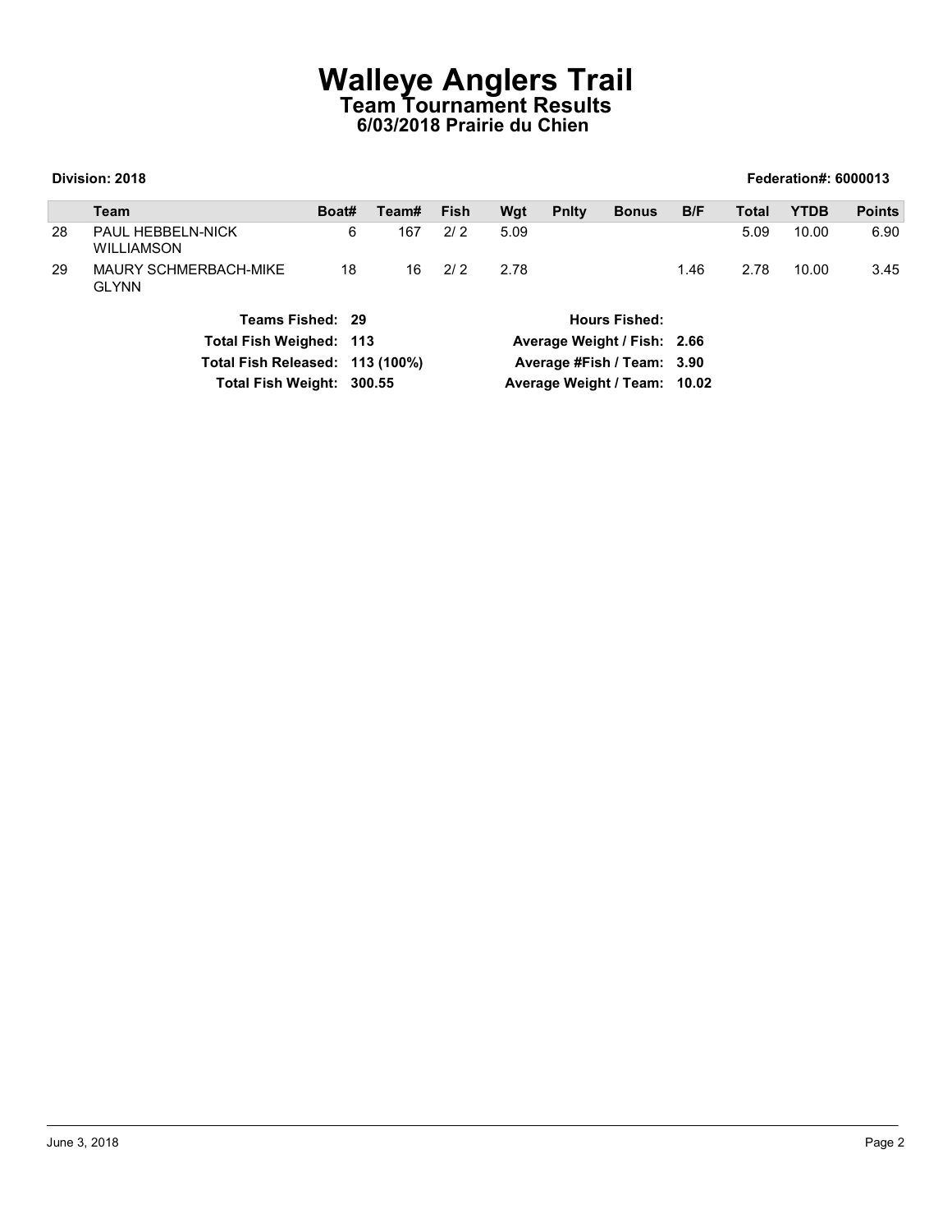# Walleye Anglers Trail

## Team Tournament Results

### 6/03/2018 Prairie du Chien

**Division: 2018** **Federation#: 6000013**

| | Team | Boat# | Team# | Fish | Wgt | Pnlty | Bonus | B/F | Total | YTDB | Points |
|---|---|---|---|---|---|---|---|---|---|---|---|
| 28 | PAUL HEBBELN-NICK WILLIAMSON | 6 | 167 | 2/ 2 | 5.09 | | | | 5.09 | 10.00 | 6.90 |
| 29 | MAURY SCHMERBACH-MIKE GLYNN | 18 | 16 | 2/ 2 | 2.78 | | | 1.46 | 2.78 | 10.00 | 3.45 |

| | | | |
|---|---|---|---|
| **Teams Fished:** | **29** | **Hours Fished:** | |
| **Total Fish Weighed:** | **113** | **Average Weight / Fish:** | **2.66** |
| **Total Fish Released:** | **113 (100%)** | **Average #Fish / Team:** | **3.90** |
| **Total Fish Weight:** | **300.55** | **Average Weight / Team:** | **10.02** |